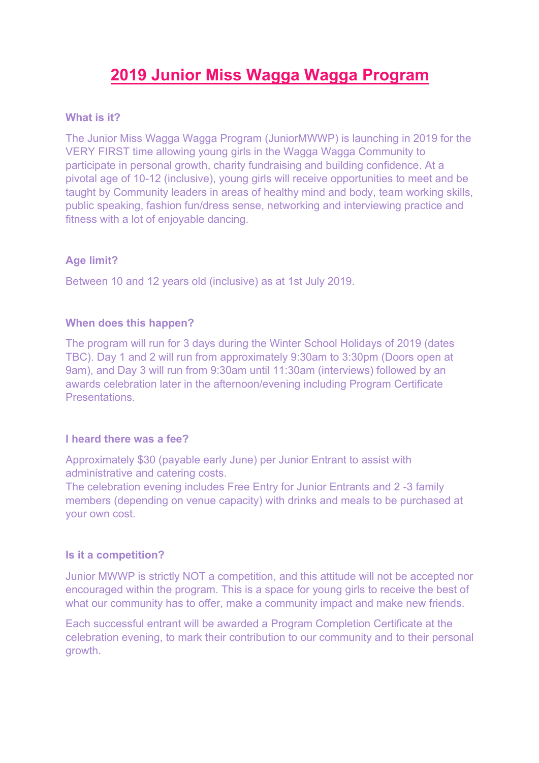# 2019 Junior Miss Wagga Wagga Program

### What is it?

The Junior Miss Wagga Wagga Program (JuniorMWWP) is launching in 2019 for the VERY FIRST time allowing young girls in the Wagga Wagga Community to participate in personal growth, charity fundraising and building confidence. At a pivotal age of 10-12 (inclusive), young girls will receive opportunities to meet and be taught by Community leaders in areas of healthy mind and body, team working skills, public speaking, fashion fun/dress sense, networking and interviewing practice and fitness with a lot of enjoyable dancing.

### Age limit?

Between 10 and 12 years old (inclusive) as at 1st July 2019.

### When does this happen?

The program will run for 3 days during the Winter School Holidays of 2019 (dates TBC). Day 1 and 2 will run from approximately 9:30am to 3:30pm (Doors open at 9am), and Day 3 will run from 9:30am until 11:30am (interviews) followed by an awards celebration later in the afternoon/evening including Program Certificate Presentations.

### I heard there was a fee?

Approximately $30 (payable early June) per Junior Entrant to assist with administrative and catering costs.
The celebration evening includes Free Entry for Junior Entrants and 2 -3 family members (depending on venue capacity) with drinks and meals to be purchased at your own cost.

### Is it a competition?

Junior MWWP is strictly NOT a competition, and this attitude will not be accepted nor encouraged within the program. This is a space for young girls to receive the best of what our community has to offer, make a community impact and make new friends.

Each successful entrant will be awarded a Program Completion Certificate at the celebration evening, to mark their contribution to our community and to their personal growth.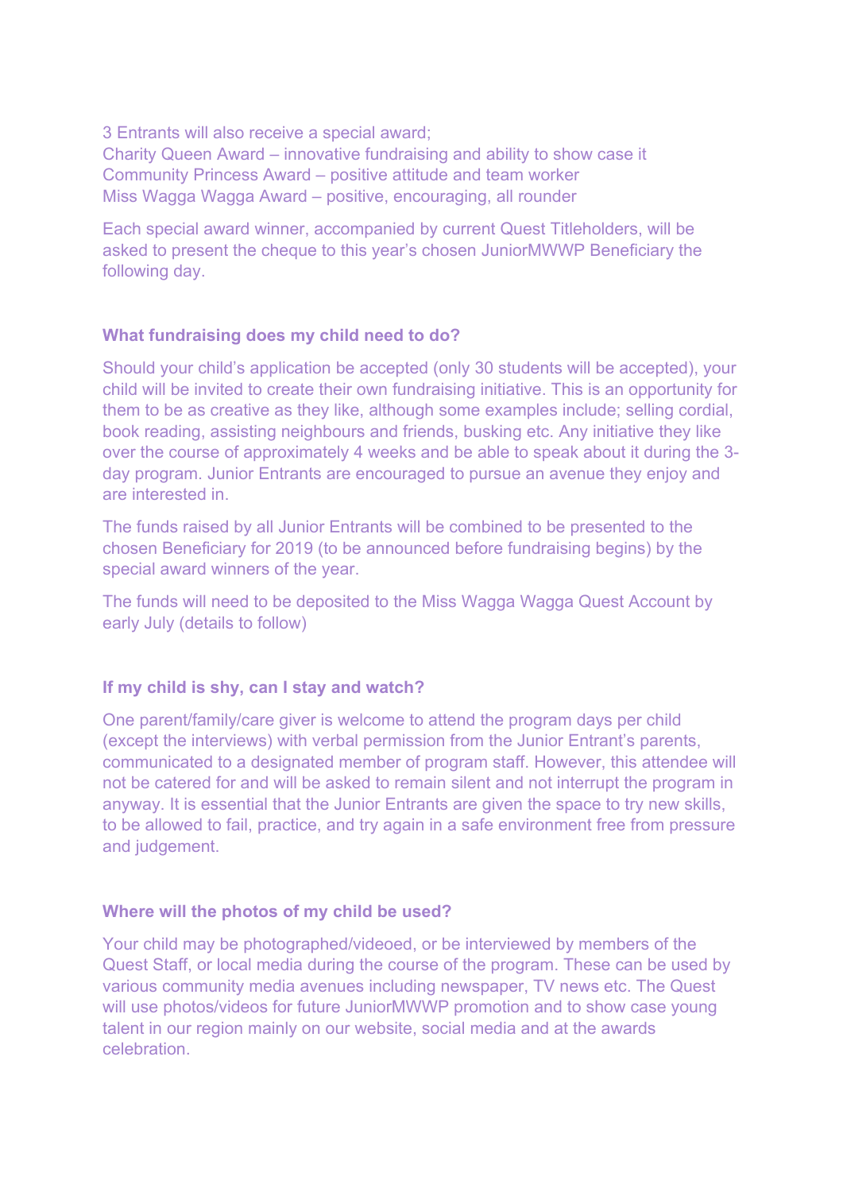3 Entrants will also receive a special award;
Charity Queen Award – innovative fundraising and ability to show case it
Community Princess Award – positive attitude and team worker
Miss Wagga Wagga Award – positive, encouraging, all rounder

Each special award winner, accompanied by current Quest Titleholders, will be asked to present the cheque to this year's chosen JuniorMWWP Beneficiary the following day.

### What fundraising does my child need to do?

Should your child's application be accepted (only 30 students will be accepted), your child will be invited to create their own fundraising initiative. This is an opportunity for them to be as creative as they like, although some examples include; selling cordial, book reading, assisting neighbours and friends, busking etc. Any initiative they like over the course of approximately 4 weeks and be able to speak about it during the 3-day program. Junior Entrants are encouraged to pursue an avenue they enjoy and are interested in.

The funds raised by all Junior Entrants will be combined to be presented to the chosen Beneficiary for 2019 (to be announced before fundraising begins) by the special award winners of the year.

The funds will need to be deposited to the Miss Wagga Wagga Quest Account by early July (details to follow)

### If my child is shy, can I stay and watch?

One parent/family/care giver is welcome to attend the program days per child (except the interviews) with verbal permission from the Junior Entrant's parents, communicated to a designated member of program staff. However, this attendee will not be catered for and will be asked to remain silent and not interrupt the program in anyway. It is essential that the Junior Entrants are given the space to try new skills, to be allowed to fail, practice, and try again in a safe environment free from pressure and judgement.

### Where will the photos of my child be used?

Your child may be photographed/videoed, or be interviewed by members of the Quest Staff, or local media during the course of the program. These can be used by various community media avenues including newspaper, TV news etc. The Quest will use photos/videos for future JuniorMWWP promotion and to show case young talent in our region mainly on our website, social media and at the awards celebration.